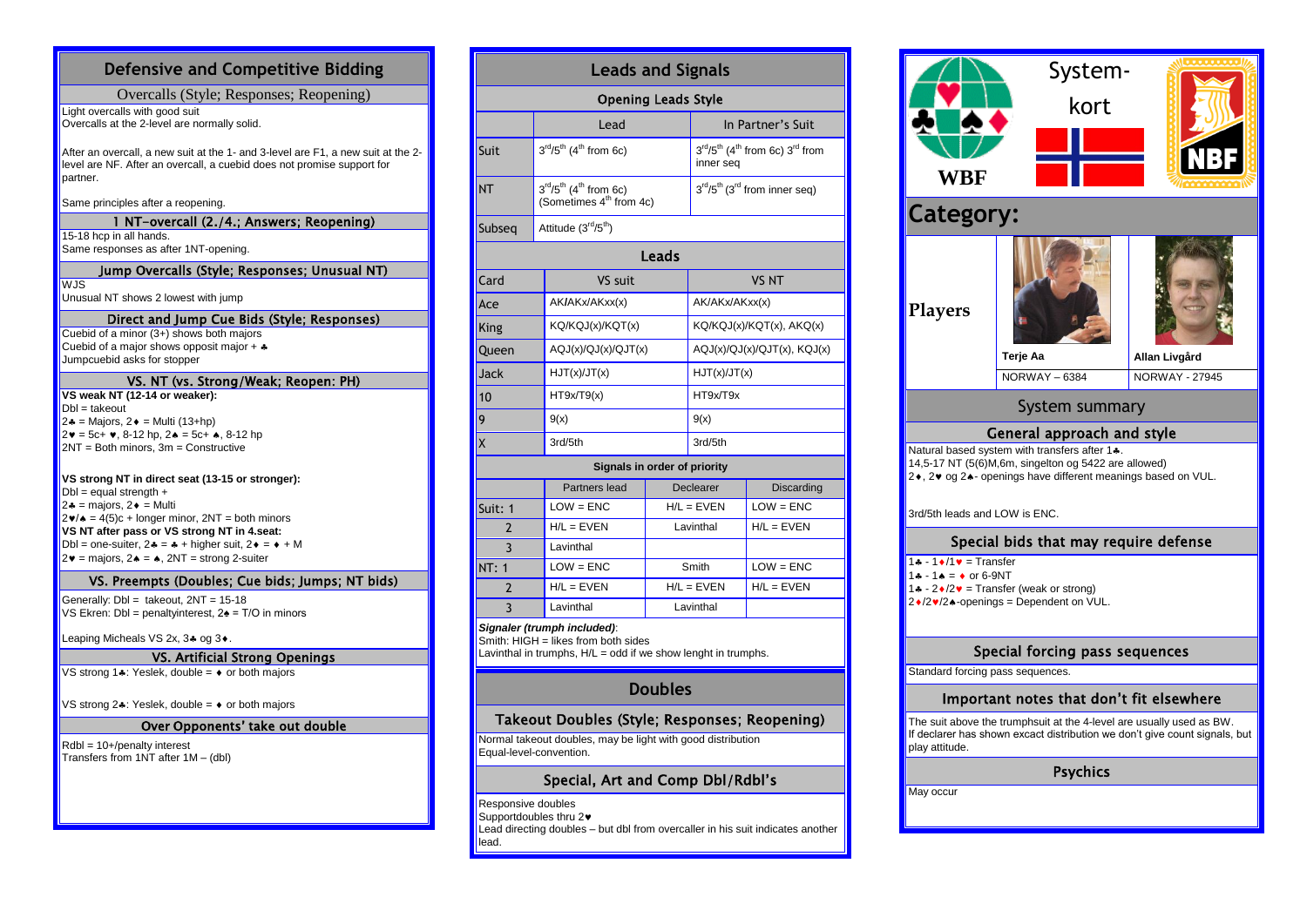# Defensive and Competitive Bidding

## Overcalls (Style; Responses; Reopening)

Light overcalls with good suit
Overcalls at the 2-level are normally solid.

After an overcall, a new suit at the 1- and 3-level are F1, a new suit at the 2-level are NF. After an overcall, a cuebid does not promise support for partner.

Same principles after a reopening.

## 1 NT-overcall (2./4.; Answers; Reopening)

15-18 hcp in all hands.
Same responses as after 1NT-opening.

## Jump Overcalls (Style; Responses; Unusual NT)

WJS
Unusual NT shows 2 lowest with jump

## Direct and Jump Cue Bids (Style; Responses)

Cuebid of a minor (3+) shows both majors
Cuebid of a major shows opposit major + ♣
Jumpcuebid asks for stopper

## VS. NT (vs. Strong/Weak; Reopen: PH)

**VS weak NT (12-14 or weaker):**
Dbl = takeout
2♣ = Majors, 2♦ = Multi (13+hp)
2♥ = 5c+ ♥, 8-12 hp, 2♠ = 5c+ ♠, 8-12 hp
2NT = Both minors, 3m = Constructive

**VS strong NT in direct seat (13-15 or stronger):**
Dbl = equal strength +
2♣ = majors, 2♦ = Multi
2♥/♠ = 4(5)c + longer minor, 2NT = both minors
**VS NT after pass or VS strong NT in 4.seat:**
Dbl = one-suiter, 2♣ = ♣ + higher suit, 2♦ = ♦ + M
2♥ = majors, 2♠ = ♠, 2NT = strong 2-suiter

## VS. Preempts (Doubles; Cue bids; Jumps; NT bids)

Generally: Dbl = takeout, 2NT = 15-18
VS Ekren: Dbl = penaltyinterest, 2♠ = T/O in minors

Leaping Micheals VS 2x, 3♣ og 3♦.

## VS. Artificial Strong Openings

VS strong 1♣: Yeslek, double = ♦ or both majors

VS strong 2♣: Yeslek, double = ♦ or both majors

## Over Opponents' take out double

Rdbl = 10+/penalty interest
Transfers from 1NT after 1M – (dbl)

# Leads and Signals

## Opening Leads Style

| | Lead | In Partner's Suit |
|---|---|---|
| Suit | 3rd/5th (4th from 6c) | 3rd/5th (4th from 6c) 3rd from inner seq |
| NT | 3rd/5th (4th from 6c) (Sometimes 4th from 4c) | 3rd/5th (3rd from inner seq) |
| Subseq | Attitude (3rd/5th) | |

## Leads

| Card | VS suit | VS NT |
|---|---|---|
| Ace | AK/AKx/AKxx(x) | AK/AKx/AKxx(x) |
| King | KQ/KQJ(x)/KQT(x) | KQ/KQJ(x)/KQT(x), AKQ(x) |
| Queen | AQJ(x)/QJ(x)/QJT(x) | AQJ(x)/QJ(x)/QJT(x), KQJ(x) |
| Jack | HJT(x)/JT(x) | HJT(x)/JT(x) |
| 10 | HT9x/T9(x) | HT9x/T9x |
| 9 | 9(x) | 9(x) |
| X | 3rd/5th | 3rd/5th |

## Signals in order of priority

| | | Partners lead | Declarer | Discarding |
|---|---|---|---|---|
| Suit: | 1 | LOW = ENC | H/L = EVEN | LOW = ENC |
| | 2 | H/L = EVEN | Lavinthal | H/L = EVEN |
| | 3 | Lavinthal | | |
| NT: | 1 | LOW = ENC | Smith | LOW = ENC |
| | 2 | H/L = EVEN | H/L = EVEN | H/L = EVEN |
| | 3 | Lavinthal | Lavinthal | |

***Signaler (trumph included)***:
Smith: HIGH = likes from both sides
Lavinthal in trumphs, H/L = odd if we show lenght in trumphs.

# Doubles

## Takeout Doubles (Style; Responses; Reopening)

Normal takeout doubles, may be light with good distribution
Equal-level-convention.

## Special, Art and Comp Dbl/Rdbl's

Responsive doubles
Supportdoubles thru 2♥
Lead directing doubles – but dbl from overcaller in his suit indicates another lead.

# System-kort

WBF NBF

# Category:

**Players**

| Terje Aa | Allan Livgård |
|---|---|
| NORWAY – 6384 | NORWAY - 27945 |

## System summary

### General approach and style

Natural based system with transfers after 1♣.
14,5-17 NT (5(6)M,6m, singelton og 5422 are allowed)
2♦, 2♥ og 2♠- openings have different meanings based on VUL.

3rd/5th leads and LOW is ENC.

### Special bids that may require defense

1♣ - 1♦/1♥ = Transfer
1♣ - 1♠ = ♦ or 6-9NT
1♣ - 2♦/2♥ = Transfer (weak or strong)
2♦/2♥/2♠-openings = Dependent on VUL.

### Special forcing pass sequences

Standard forcing pass sequences.

### Important notes that don't fit elsewhere

The suit above the trumphsuit at the 4-level are usually used as BW.
If declarer has shown excact distribution we don't give count signals, but play attitude.

### Psychics

May occur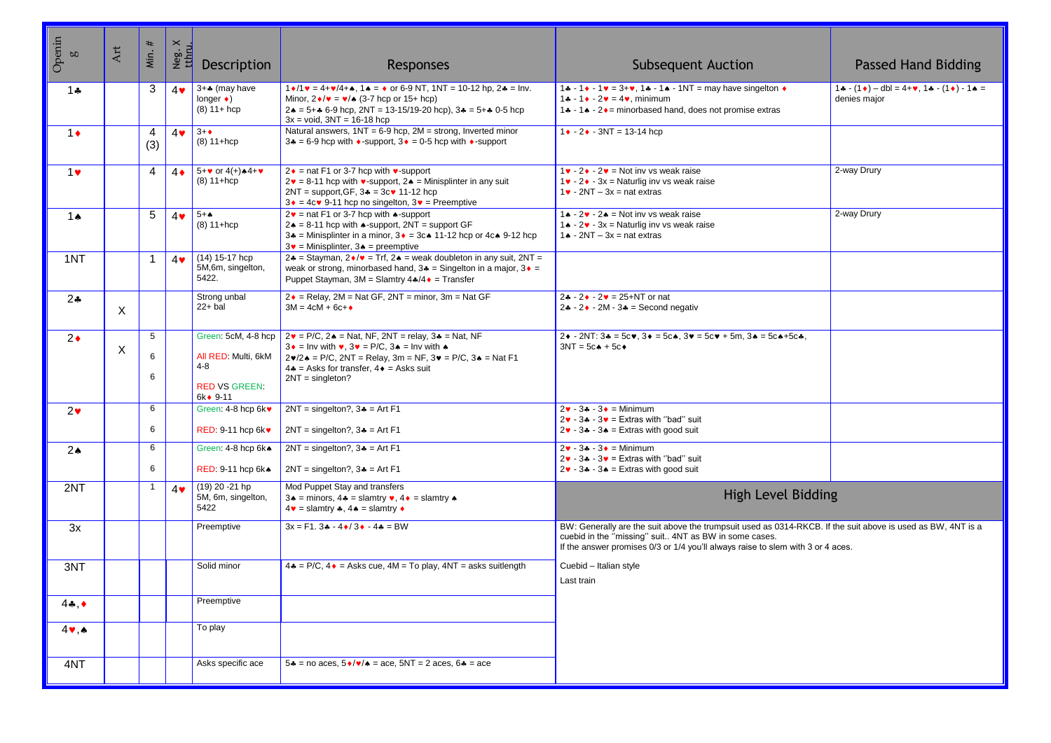| Opening | Art | Min. # | Neg. X tthru. | Description | Responses | Subsequent Auction | Passed Hand Bidding |
|---|---|---|---|---|---|---|---|
| 1♣ | | 3 | 4♥ | 3+♣ (may have longer ♦) (8) 11+ hcp | 1♦/1♥ = 4+♥/4+♠, 1♠ = ♦ or 6-9 NT, 1NT = 10-12 hp, 2♣ = Inv. Minor, 2♦/♥ = ♥/♠ (3-7 hcp or 15+ hcp) 2♠ = 5+♣ 6-9 hcp, 2NT = 13-15/19-20 hcp), 3♣ = 5+♣ 0-5 hcp 3x = void, 3NT = 16-18 hcp | 1♣ - 1♦ - 1♥ = 3+♥, 1♣ - 1♠ - 1NT = may have singelton ♦ 1♣ - 1♦ - 2♥ = 4♥, minimum 1♣ - 1♠ - 2♦= minorbased hand, does not promise extras | 1♣ - (1♦) – dbl = 4+♥, 1♣ - (1♦) - 1♠ = denies major |
| 1♦ | | 4 (3) | 4♥ | 3+♦ (8) 11+hcp | Natural answers, 1NT = 6-9 hcp, 2M = strong, Inverted minor 3♣ = 6-9 hcp with ♦-support, 3♦ = 0-5 hcp with ♦-support | 1♦ - 2♦ - 3NT = 13-14 hcp | |
| 1♥ | | 4 | 4♦ | 5+♥ or 4(+)♠4+♥ (8) 11+hcp | 2♦ = nat F1 or 3-7 hcp with ♥-support 2♥ = 8-11 hcp with ♥-support, 2♠ = Minisplinter in any suit 2NT = support,GF, 3♣ = 3c♥ 11-12 hcp 3♦ = 4c♥ 9-11 hcp no singelton, 3♥ = Preemptive | 1♥ - 2♦ - 2♥ = Not inv vs weak raise 1♥ - 2♦ - 3x = Naturlig inv vs weak raise 1♥ - 2NT – 3x = nat extras | 2-way Drury |
| 1♠ | | 5 | 4♥ | 5+♠ (8) 11+hcp | 2♥ = nat F1 or 3-7 hcp with ♠-support 2♠ = 8-11 hcp with ♠-support, 2NT = support GF 3♣ = Minisplinter in a minor, 3♦ = 3c♠ 11-12 hcp or 4c♠ 9-12 hcp 3♥ = Minisplinter, 3♠ = preemptive | 1♠ - 2♥ - 2♠ = Not inv vs weak raise 1♠ - 2♥ - 3x = Naturlig inv vs weak raise 1♠ - 2NT – 3x = nat extras | 2-way Drury |
| 1NT | | 1 | 4♥ | (14) 15-17 hcp 5M,6m, singelton, 5422. | 2♣ = Stayman, 2♦/♥ = Trf, 2♠ = weak doubleton in any suit, 2NT = weak or strong, minorbased hand, 3♣ = Singelton in a major, 3♦ = Puppet Stayman, 3M = Slamtry 4♣/4♦ = Transfer | | |
| 2♣ | X | | | Strong unbal 22+ bal | 2♦ = Relay, 2M = Nat GF, 2NT = minor, 3m = Nat GF 3M = 4cM + 6c+♦ | 2♣ - 2♦ - 2♥ = 25+NT or nat 2♣ - 2♦ - 2M - 3♣ = Second negativ | |
| 2♦ | X | 5 6 6 | | Green: 5cM, 4-8 hcp All RED: Multi, 6kM 4-8 RED VS GREEN: 6k♦ 9-11 | 2♥ = P/C, 2♠ = Nat, NF, 2NT = relay, 3♣ = Nat, NF 3♦ = Inv with ♥, 3♥ = P/C, 3♠ = Inv with ♠ 2♥/2♠ = P/C, 2NT = Relay, 3m = NF, 3♥ = P/C, 3♠ = Nat F1 4♣ = Asks for transfer, 4♦ = Asks suit 2NT = singleton? | 2♦ - 2NT: 3♣ = 5c♥, 3♦ = 5c♠, 3♥ = 5c♥ + 5m, 3♠ = 5c♠+5c♣, 3NT = 5c♠ + 5c♦ | |
| 2♥ | | 6 6 | | Green: 4-8 hcp 6k♥ RED: 9-11 hcp 6k♥ | 2NT = singelton?, 3♣ = Art F1 2NT = singelton?, 3♣ = Art F1 | 2♥ - 3♣ - 3♦ = Minimum 2♥ - 3♣ - 3♥ = Extras with "bad" suit 2♥ - 3♣ - 3♠ = Extras with good suit | |
| 2♠ | | 6 6 | | Green: 4-8 hcp 6k♠ RED: 9-11 hcp 6k♠ | 2NT = singelton?, 3♣ = Art F1 2NT = singelton?, 3♣ = Art F1 | 2♥ - 3♣ - 3♦ = Minimum 2♥ - 3♣ - 3♥ = Extras with "bad" suit 2♥ - 3♣ - 3♠ = Extras with good suit | |
| 2NT | | 1 | 4♥ | (19) 20 -21 hp 5M, 6m, singelton, 5422 | Mod Puppet Stay and transfers 3♠ = minors, 4♣ = slamtry ♥, 4♦ = slamtry ♠ 4♥ = slamtry ♣, 4♠ = slamtry ♦ | **High Level Bidding** | |
| 3x | | | | Preemptive | 3x = F1. 3♣ - 4♦/ 3♦ - 4♣ = BW | BW: Generally are the suit above the trumpsuit used as 0314-RKCB. If the suit above is used as BW, 4NT is a cuebid in the "missing" suit.. 4NT as BW in some cases. If the answer promises 0/3 or 1/4 you'll always raise to slem with 3 or 4 aces. | |
| 3NT | | | | Solid minor | 4♣ = P/C, 4♦ = Asks cue, 4M = To play, 4NT = asks suitlength | Cuebid – Italian style Last train | |
| 4♣,♦ | | | | Preemptive | | | |
| 4♥,♠ | | | | To play | | | |
| 4NT | | | | Asks specific ace | 5♣ = no aces, 5♦/♥/♠ = ace, 5NT = 2 aces, 6♣ = ace | | |